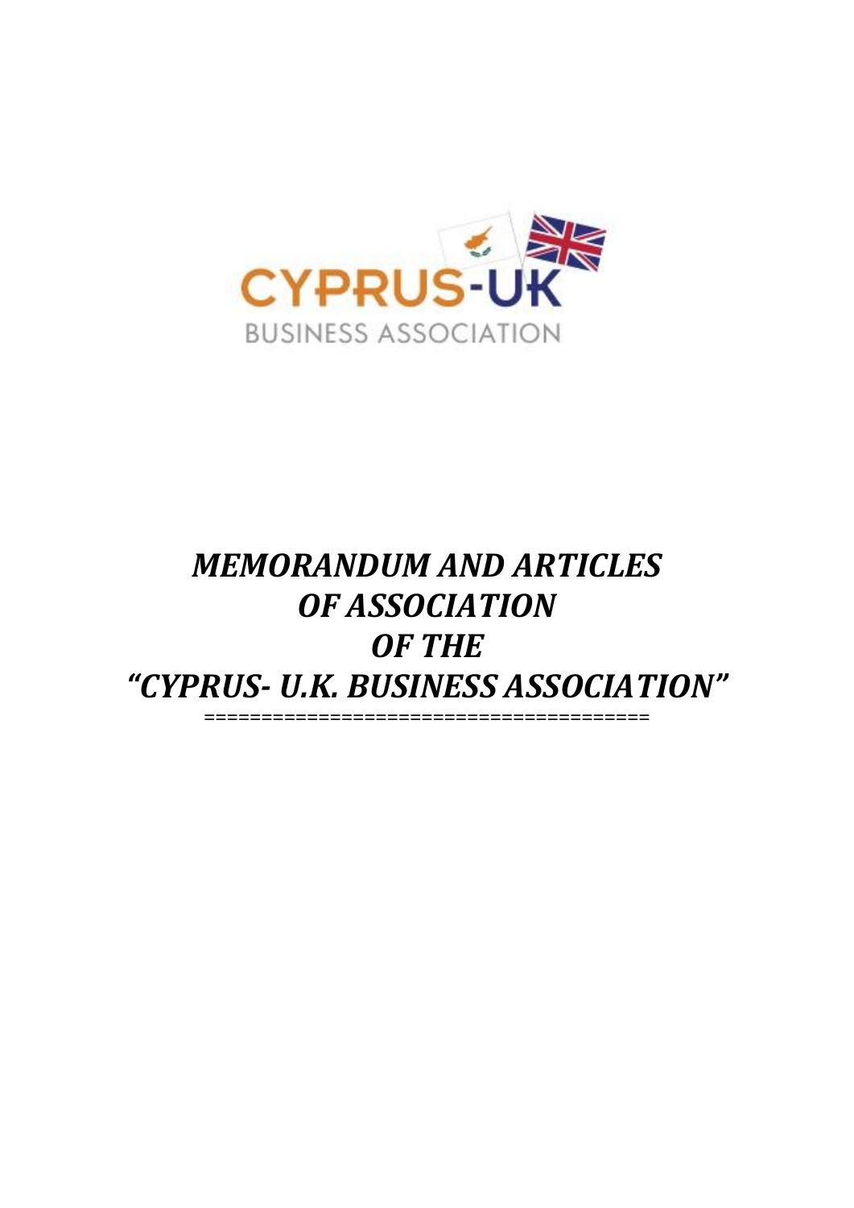CYPRUS-UK
BUSINESS ASSOCIATION

# *MEMORANDUM AND ARTICLES OF ASSOCIATION OF THE "CYPRUS- U.K. BUSINESS ASSOCIATION"*

=======================================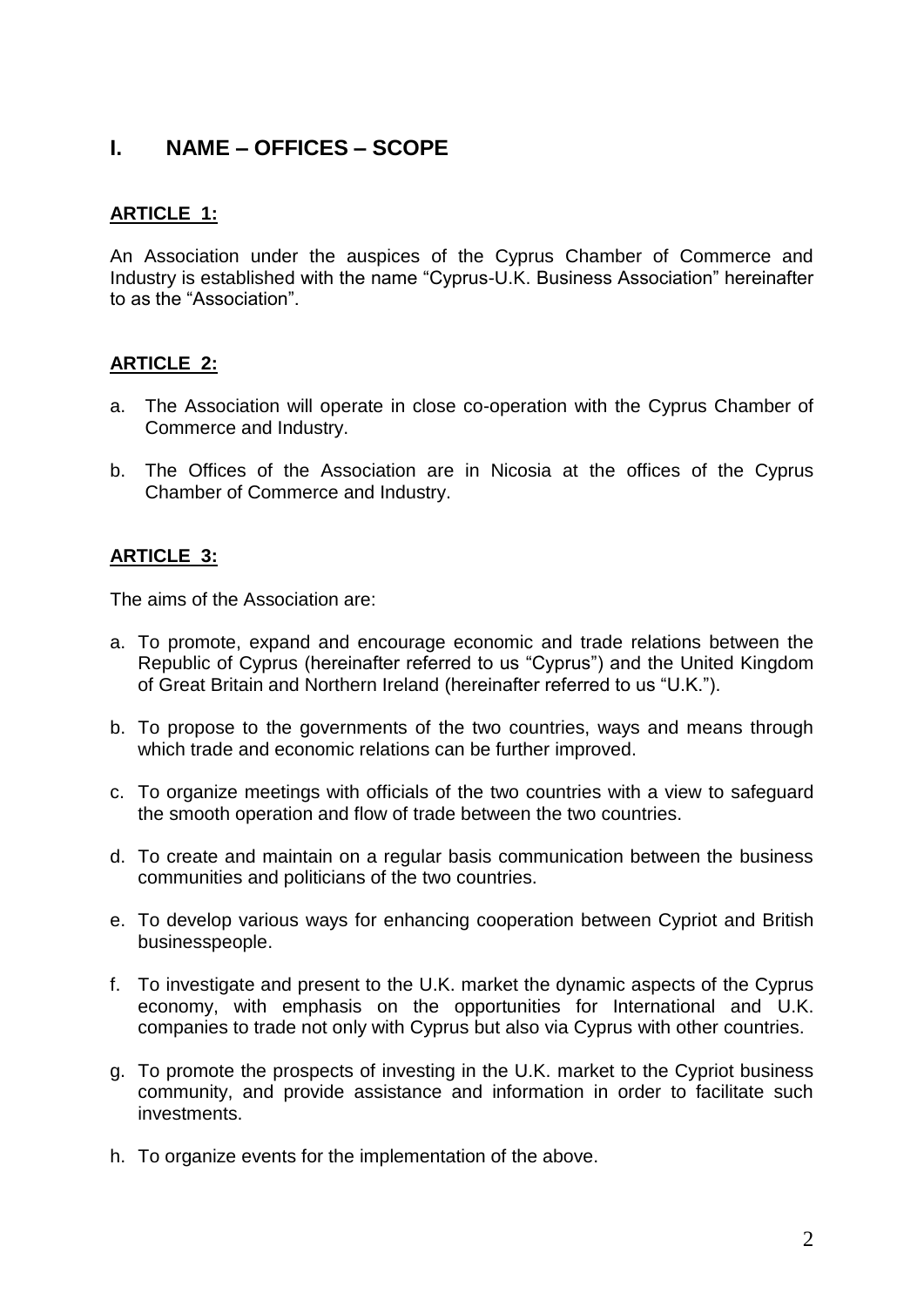## I. NAME – OFFICES – SCOPE

**ARTICLE 1:**

An Association under the auspices of the Cyprus Chamber of Commerce and Industry is established with the name "Cyprus-U.K. Business Association" hereinafter to as the "Association".

**ARTICLE 2:**

a. The Association will operate in close co-operation with the Cyprus Chamber of Commerce and Industry.

b. The Offices of the Association are in Nicosia at the offices of the Cyprus Chamber of Commerce and Industry.

**ARTICLE 3:**

The aims of the Association are:

a. To promote, expand and encourage economic and trade relations between the Republic of Cyprus (hereinafter referred to us "Cyprus") and the United Kingdom of Great Britain and Northern Ireland (hereinafter referred to us "U.K.").

b. To propose to the governments of the two countries, ways and means through which trade and economic relations can be further improved.

c. To organize meetings with officials of the two countries with a view to safeguard the smooth operation and flow of trade between the two countries.

d. To create and maintain on a regular basis communication between the business communities and politicians of the two countries.

e. To develop various ways for enhancing cooperation between Cypriot and British businesspeople.

f. To investigate and present to the U.K. market the dynamic aspects of the Cyprus economy, with emphasis on the opportunities for International and U.K. companies to trade not only with Cyprus but also via Cyprus with other countries.

g. To promote the prospects of investing in the U.K. market to the Cypriot business community, and provide assistance and information in order to facilitate such investments.

h. To organize events for the implementation of the above.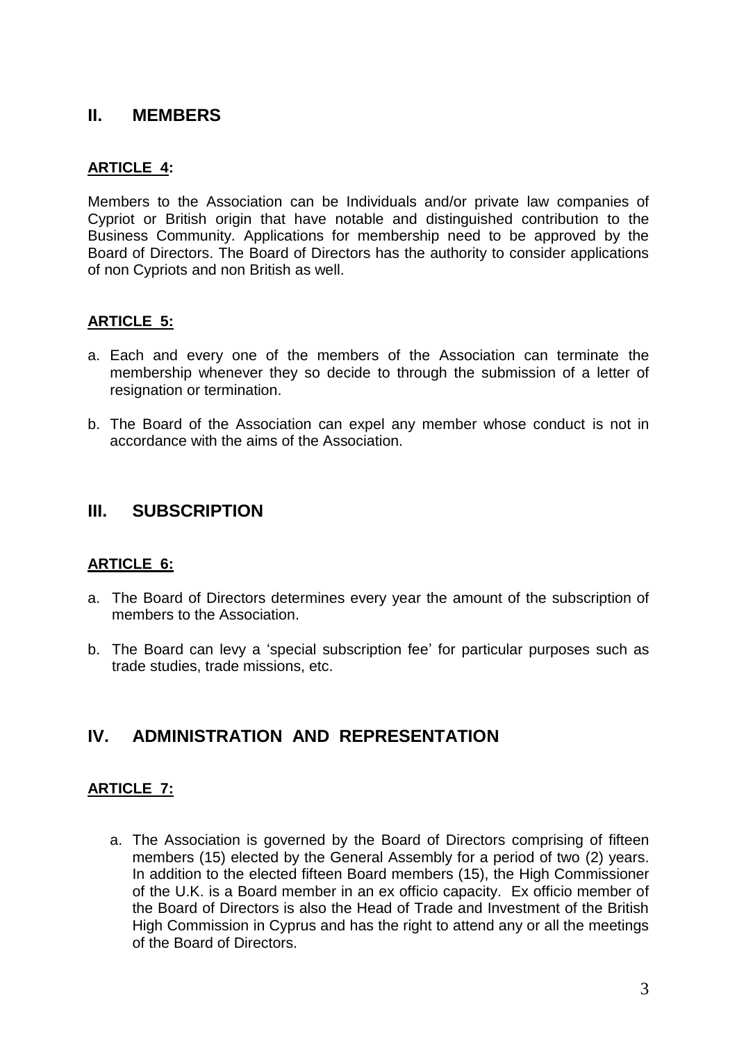## II. MEMBERS

**ARTICLE 4:**

Members to the Association can be Individuals and/or private law companies of Cypriot or British origin that have notable and distinguished contribution to the Business Community. Applications for membership need to be approved by the Board of Directors. The Board of Directors has the authority to consider applications of non Cypriots and non British as well.

**ARTICLE 5:**

a. Each and every one of the members of the Association can terminate the membership whenever they so decide to through the submission of a letter of resignation or termination.

b. The Board of the Association can expel any member whose conduct is not in accordance with the aims of the Association.

## III. SUBSCRIPTION

**ARTICLE 6:**

a. The Board of Directors determines every year the amount of the subscription of members to the Association.

b. The Board can levy a 'special subscription fee' for particular purposes such as trade studies, trade missions, etc.

## IV. ADMINISTRATION AND REPRESENTATION

**ARTICLE 7:**

a. The Association is governed by the Board of Directors comprising of fifteen members (15) elected by the General Assembly for a period of two (2) years. In addition to the elected fifteen Board members (15), the High Commissioner of the U.K. is a Board member in an ex officio capacity. Ex officio member of the Board of Directors is also the Head of Trade and Investment of the British High Commission in Cyprus and has the right to attend any or all the meetings of the Board of Directors.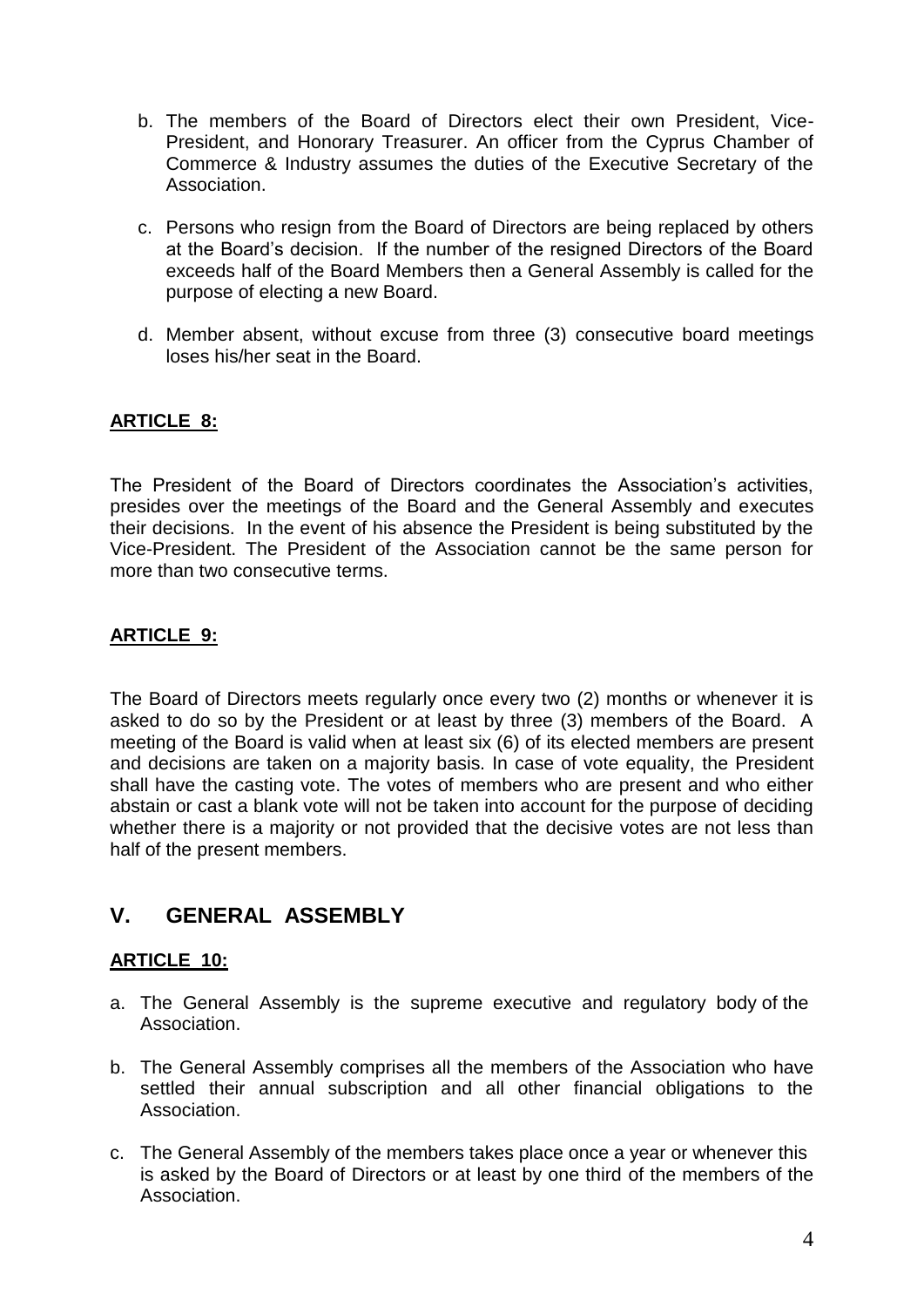b. The members of the Board of Directors elect their own President, Vice-President, and Honorary Treasurer. An officer from the Cyprus Chamber of Commerce & Industry assumes the duties of the Executive Secretary of the Association.

c. Persons who resign from the Board of Directors are being replaced by others at the Board's decision. If the number of the resigned Directors of the Board exceeds half of the Board Members then a General Assembly is called for the purpose of electing a new Board.

d. Member absent, without excuse from three (3) consecutive board meetings loses his/her seat in the Board.

**ARTICLE 8:**

The President of the Board of Directors coordinates the Association's activities, presides over the meetings of the Board and the General Assembly and executes their decisions. In the event of his absence the President is being substituted by the Vice-President. The President of the Association cannot be the same person for more than two consecutive terms.

**ARTICLE 9:**

The Board of Directors meets regularly once every two (2) months or whenever it is asked to do so by the President or at least by three (3) members of the Board. A meeting of the Board is valid when at least six (6) of its elected members are present and decisions are taken on a majority basis. In case of vote equality, the President shall have the casting vote. The votes of members who are present and who either abstain or cast a blank vote will not be taken into account for the purpose of deciding whether there is a majority or not provided that the decisive votes are not less than half of the present members.

## V. GENERAL ASSEMBLY

**ARTICLE 10:**

a. The General Assembly is the supreme executive and regulatory body of the Association.

b. The General Assembly comprises all the members of the Association who have settled their annual subscription and all other financial obligations to the Association.

c. The General Assembly of the members takes place once a year or whenever this is asked by the Board of Directors or at least by one third of the members of the Association.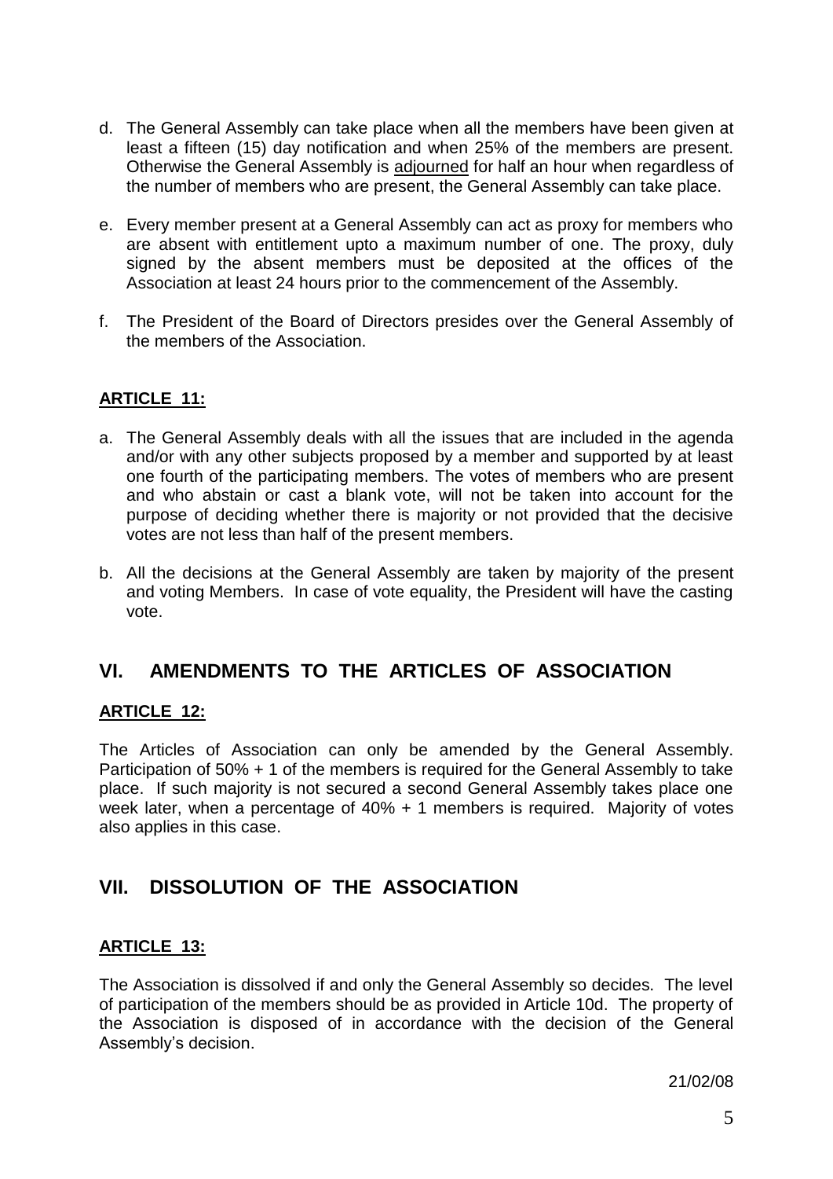d. The General Assembly can take place when all the members have been given at least a fifteen (15) day notification and when 25% of the members are present. Otherwise the General Assembly is <u>adjourned</u> for half an hour when regardless of the number of members who are present, the General Assembly can take place.

e. Every member present at a General Assembly can act as proxy for members who are absent with entitlement upto a maximum number of one. The proxy, duly signed by the absent members must be deposited at the offices of the Association at least 24 hours prior to the commencement of the Assembly.

f. The President of the Board of Directors presides over the General Assembly of the members of the Association.

**<u>ARTICLE 11:</u>**

a. The General Assembly deals with all the issues that are included in the agenda and/or with any other subjects proposed by a member and supported by at least one fourth of the participating members. The votes of members who are present and who abstain or cast a blank vote, will not be taken into account for the purpose of deciding whether there is majority or not provided that the decisive votes are not less than half of the present members.

b. All the decisions at the General Assembly are taken by majority of the present and voting Members. In case of vote equality, the President will have the casting vote.

## VI. AMENDMENTS TO THE ARTICLES OF ASSOCIATION

**<u>ARTICLE 12:</u>**

The Articles of Association can only be amended by the General Assembly. Participation of 50% + 1 of the members is required for the General Assembly to take place. If such majority is not secured a second General Assembly takes place one week later, when a percentage of 40% + 1 members is required. Majority of votes also applies in this case.

## VII. DISSOLUTION OF THE ASSOCIATION

**<u>ARTICLE 13:</u>**

The Association is dissolved if and only the General Assembly so decides. The level of participation of the members should be as provided in Article 10d. The property of the Association is disposed of in accordance with the decision of the General Assembly's decision.

21/02/08